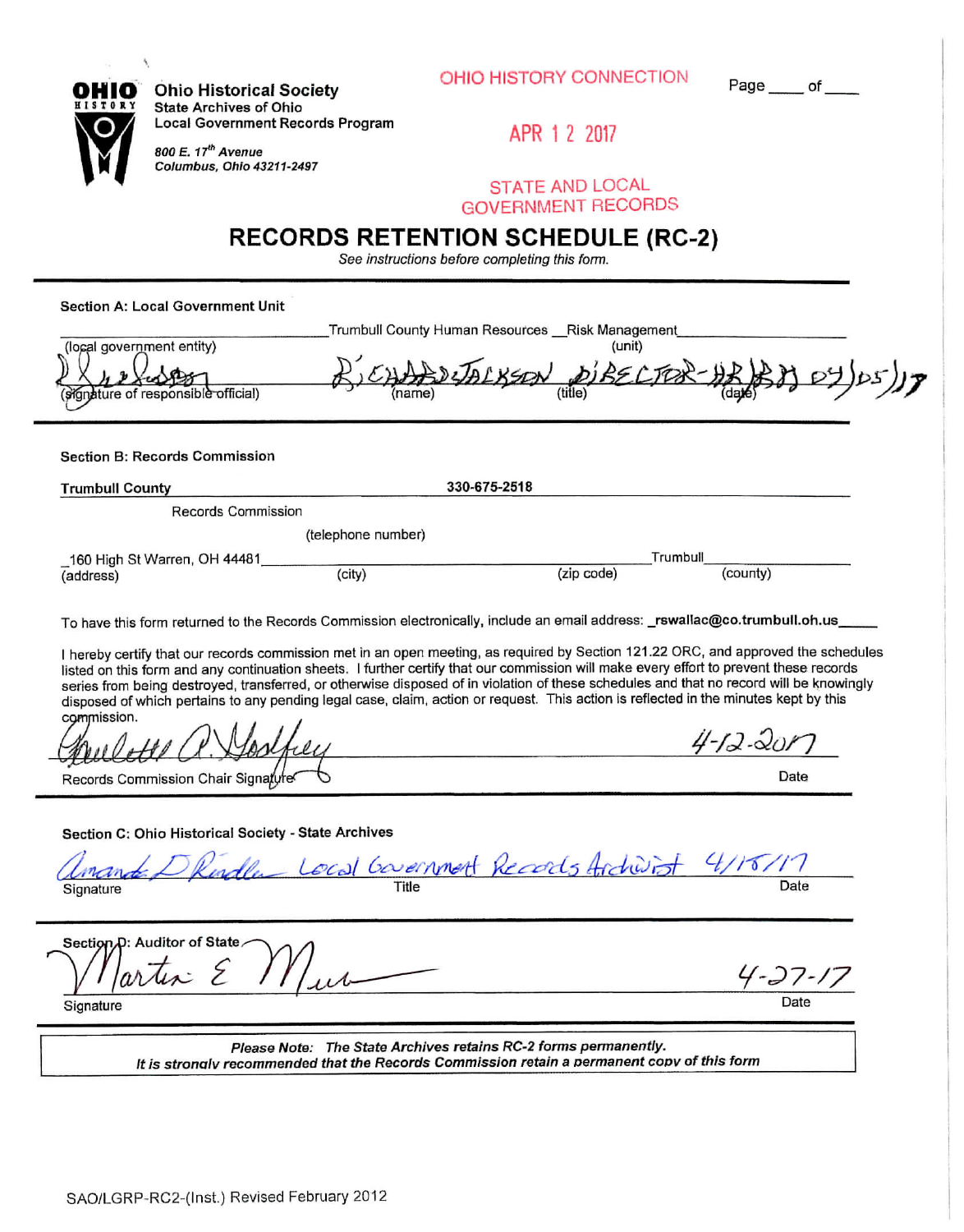**OHIO HISTORY**

**Ohio Historical Society**
State Archives of Ohio
Local Government Records Program

*800 E. 17th Avenue*
*Columbus, Ohio 43211-2497*

OHIO HISTORY CONNECTION

APR 12 2017

STATE AND LOCAL GOVERNMENT RECORDS

Page ____ of ____

# RECORDS RETENTION SCHEDULE (RC-2)

*See instructions before completing this form.*

---

**Section A: Local Government Unit**

_________________________ Trumbull County Human Resources __Risk Management__________
(local government entity) (unit)

[signature] RICHARD JACKSON DIRECTOR-HR/RM 04/05/17
(signature of responsible official) (name) (title) (date)

---

**Section B: Records Commission**

**Trumbull County** 330-675-2518
Records Commission
(telephone number)

_160 High St Warren, OH 44481_________________________ Trumbull__________
(address) (city) (zip code) (county)

To have this form returned to the Records Commission electronically, include an email address: _rswallac@co.trumbull.oh.us_____

I hereby certify that our records commission met in an open meeting, as required by Section 121.22 ORC, and approved the schedules listed on this form and any continuation sheets. I further certify that our commission will make every effort to prevent these records series from being destroyed, transferred, or otherwise disposed of in violation of these schedules and that no record will be knowingly disposed of which pertains to any pending legal case, claim, action or request. This action is reflected in the minutes kept by this commission.

[signature] 4-12-2017
Records Commission Chair Signature Date

---

**Section C: Ohio Historical Society - State Archives**

[signature] Local Government Records Archivist 4/18/17
Signature Title Date

---

**Section D: Auditor of State**

[signature] 4-27-17
Signature Date

---

*Please Note: The State Archives retains RC-2 forms permanently.*
*It is strongly recommended that the Records Commission retain a permanent copy of this form*

SAO/LGRP-RC2-(Inst.) Revised February 2012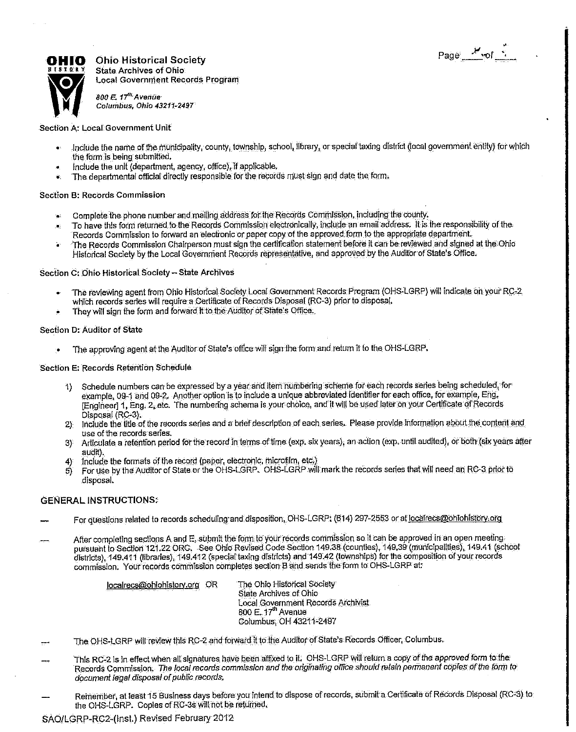**OHIO HISTORY** Ohio Historical Society
State Archives of Ohio
Local Government Records Program

*800 E. 17th Avenue*
*Columbus, Ohio 43211-2497*

### Section A: Local Government Unit

- Include the name of the municipality, county, township, school, library, or special taxing district (local government entity) for which the form is being submitted.
- Include the unit (department, agency, office), if applicable.
- The departmental official directly responsible for the records must sign and date the form.

### Section B: Records Commission

- Complete the phone number and mailing address for the Records Commission, including the county.
- To have this form returned to the Records Commission electronically, include an email address. It is the responsibility of the Records Commission to forward an electronic or paper copy of the approved form to the appropriate department.
- The Records Commission Chairperson must sign the certification statement before it can be reviewed and signed at the Ohio Historical Society by the Local Government Records representative, and approved by the Auditor of State's Office.

### Section C: Ohio Historical Society – State Archives

- The reviewing agent from Ohio Historical Society Local Government Records Program (OHS-LGRP) will indicate on your RC-2 which records series will require a Certificate of Records Disposal (RC-3) prior to disposal.
- They will sign the form and forward it to the Auditor of State's Office.

### Section D: Auditor of State

- The approving agent at the Auditor of State's office will sign the form and return it to the OHS-LGRP.

### Section E: Records Retention Schedule

1) Schedule numbers can be expressed by a year and item numbering scheme for each records series being scheduled, for example, 09-1 and 09-2. Another option is to include a unique abbreviated identifier for each office, for example, Eng. [Engineer] 1, Eng. 2, etc. The numbering schema is your choice, and it will be used later on your Certificate of Records Disposal (RC-3).
2) Include the title of the records series and a brief description of each series. Please provide information about the content and use of the records series.
3) Articulate a retention period for the record in terms of time (exp. six years), an action (exp. until audited), or both (six years after audit).
4) Include the formats of the record (paper, electronic, microfilm, etc.)
5) For use by the Auditor of State or the OHS-LGRP. OHS-LGRP will mark the records series that will need an RC-3 prior to disposal.

## GENERAL INSTRUCTIONS:

— For questions related to records scheduling and disposition, OHS-LGRP: (614) 297-2553 or at localrecs@ohiohistory.org

— After completing sections A and E, submit the form to your records commission so it can be approved in an open meeting pursuant to Section 121.22 ORC. See Ohio Revised Code Section 149.38 (counties), 149.39 (municipalities), 149.41 (school districts), 149.411 (libraries), 149.412 (special taxing districts) and 149.42 (townships) for the composition of your records commission. Your records commission completes section B and sends the form to OHS-LGRP at:

localrecs@ohiohistory.org OR

The Ohio Historical Society
State Archives of Ohio
Local Government Records Archivist
800 E. 17th Avenue
Columbus, OH 43211-2497

— The OHS-LGRP will review this RC-2 and forward it to the Auditor of State's Records Officer, Columbus.

— This RC-2 is in effect when all signatures have been affixed to it. OHS-LGRP will return a copy of the approved form to the Records Commission. *The local records commission and the originating office should retain permanent copies of the form to document legal disposal of public records.*

— Remember, at least 15 Business days before you intend to dispose of records, submit a Certificate of Records Disposal (RC-3) to the OHS-LGRP. Copies of RC-3s will not be returned.

SAO/LGRP-RC2-(Inst.) Revised February 2012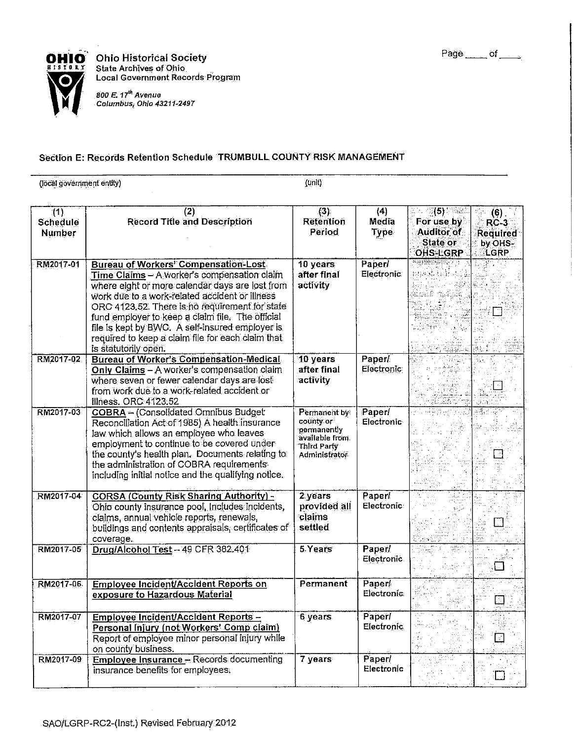Ohio Historical Society
State Archives of Ohio
Local Government Records Program

*800 E. 17th Avenue*
*Columbus, Ohio 43211-2497*

Page ____ of ____

## Section E: Records Retention Schedule TRUMBULL COUNTY RISK MANAGEMENT

(local government entity) (unit)

| (1) Schedule Number | (2) Record Title and Description | (3) Retention Period | (4) Media Type | (5) For use by Auditor of State or OHS-LGRP | (6) RC-3 Required by OHS-LGRP |
|---|---|---|---|---|---|
| RM2017-01 | **Bureau of Workers' Compensation-Lost Time Claims** – A worker's compensation claim where eight or more calendar days are lost from work due to a work-related accident or illness ORC 4123.52. There is no requirement for state fund employer to keep a claim file. The official file is kept by BWC. A self-insured employer is required to keep a claim file for each claim that is statutorily open. | 10 years after final activity | Paper/ Electronic | | ☐ |
| RM2017-02 | **Bureau of Worker's Compensation-Medical Only Claims** – A worker's compensation claim where seven or fewer calendar days are lost from work due to a work-related accident or illness. ORC 4123.52 | 10 years after final activity | Paper/ Electronic | | ☐ |
| RM2017-03 | **COBRA** – (Consolidated Omnibus Budget Reconciliation Act of 1985) A health insurance law which allows an employee who leaves employment to continue to be covered under the county's health plan. Documents relating to the administration of COBRA requirements including initial notice and the qualifying notice. | Permanent by county or permanently available from Third Party Administrator | Paper/ Electronic | | ☐ |
| RM2017-04 | **CORSA (County Risk Sharing Authority)** - Ohio county insurance pool, Includes Incidents, claims, annual vehicle reports, renewals, buildings and contents appraisals, certificates of coverage. | 2 years provided all claims settled | Paper/ Electronic | | ☐ |
| RM2017-05 | **Drug/Alcohol Test** – 49 CFR 382.401 | 5 Years | Paper/ Electronic | | ☐ |
| RM2017-06 | **Employee Incident/Accident Reports on exposure to Hazardous Material** | Permanent | Paper/ Electronic | | ☐ |
| RM2017-07 | **Employee Incident/Accident Reports – Personal Injury (not Workers' Comp claim)** Report of employee minor personal injury while on county business. | 6 years | Paper/ Electronic | | ☐ |
| RM2017-09 | **Employee Insurance** – Records documenting insurance benefits for employees. | 7 years | Paper/ Electronic | | ☐ |

SAO/LGRP-RC2-(Inst.) Revised February 2012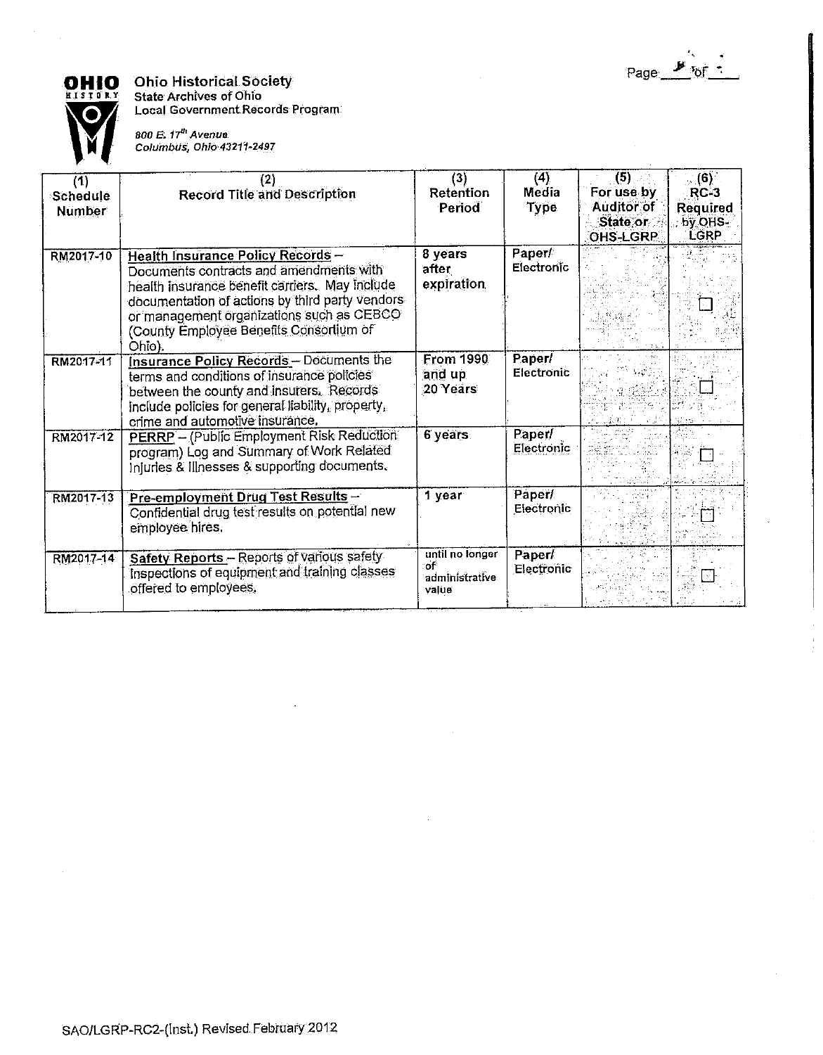Ohio Historical Society
State Archives of Ohio
Local Government Records Program

*800 E. 17th Avenue*
*Columbus, Ohio 43211-2497*

| (1) Schedule Number | (2) Record Title and Description | (3) Retention Period | (4) Media Type | (5) For use by Auditor of State or OHS-LGRP | (6) RC-3 Required by OHS-LGRP |
|---|---|---|---|---|---|
| RM2017-10 | Health Insurance Policy Records – Documents contracts and amendments with health insurance benefit carriers. May include documentation of actions by third party vendors or management organizations such as CEBCO (County Employee Benefits Consortium of Ohio). | 8 years after expiration | Paper/ Electronic | | ☐ |
| RM2017-11 | Insurance Policy Records – Documents the terms and conditions of insurance policies between the county and insurers. Records include policies for general liability, property, crime and automotive insurance. | From 1990 and up 20 Years | Paper/ Electronic | | ☐ |
| RM2017-12 | PERRP – (Public Employment Risk Reduction program) Log and Summary of Work Related Injuries & Illnesses & supporting documents. | 6 years | Paper/ Electronic | | ☐ |
| RM2017-13 | Pre-employment Drug Test Results – Confidential drug test results on potential new employee hires. | 1 year | Paper/ Electronic | | ☐ |
| RM2017-14 | Safety Reports – Reports of various safety inspections of equipment and training classes offered to employees. | until no longer of administrative value | Paper/ Electronic | | ☐ |

SAO/LGRP-RC2-(Inst.) Revised February 2012